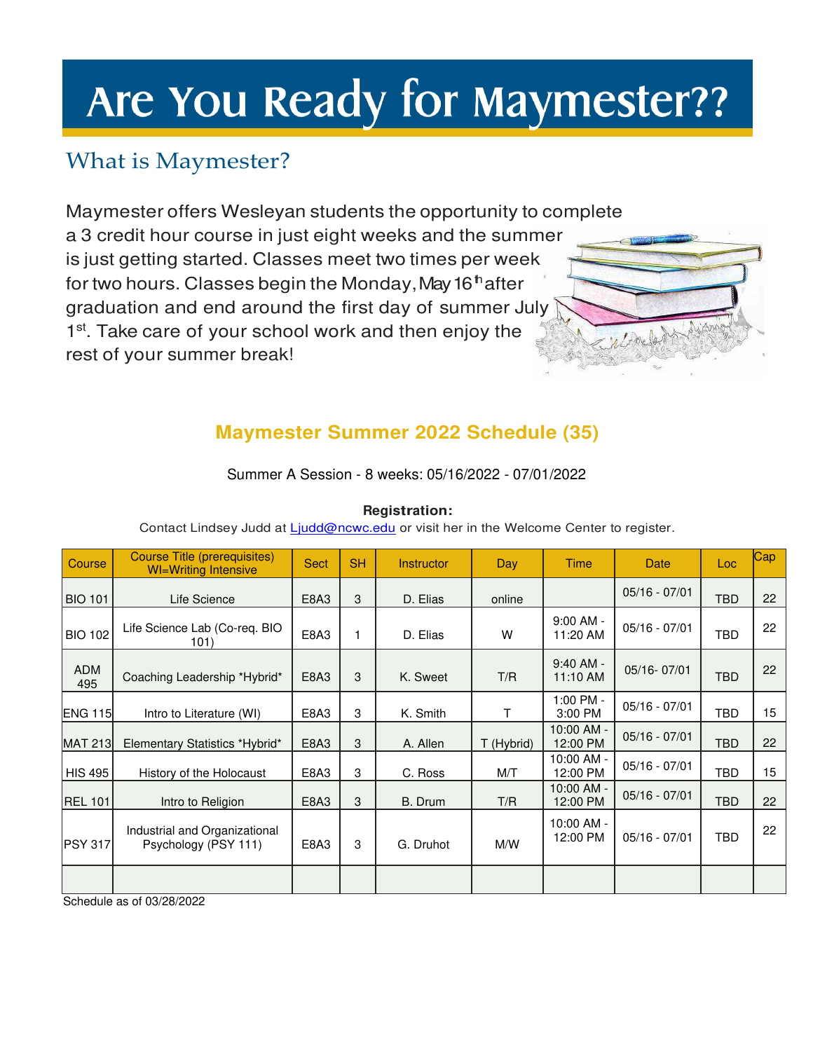# Are You Ready for Maymester??

## What is Maymester?

Maymester offers Wesleyan students the opportunity to complete a 3 credit hour course in just eight weeks and the summer is just getting started. Classes meet two times per week for two hours. Classes begin the Monday, May 16th after graduation and end around the first day of summer July 1st. Take care of your school work and then enjoy the rest of your summer break!

### Maymester Summer 2022 Schedule (35)

Summer A Session - 8 weeks: 05/16/2022 - 07/01/2022

**Registration:**

Contact Lindsey Judd at Ljudd@ncwc.edu or visit her in the Welcome Center to register.

| Course | Course Title (prerequisites) WI=Writing Intensive | Sect | SH | Instructor | Day | Time | Date | Loc | Cap |
|---|---|---|---|---|---|---|---|---|---|
| BIO 101 | Life Science | E8A3 | 3 | D. Elias | online | | 05/16 - 07/01 | TBD | 22 |
| BIO 102 | Life Science Lab (Co-req. BIO 101) | E8A3 | 1 | D. Elias | W | 9:00 AM - 11:20 AM | 05/16 - 07/01 | TBD | 22 |
| ADM 495 | Coaching Leadership *Hybrid* | E8A3 | 3 | K. Sweet | T/R | 9:40 AM - 11:10 AM | 05/16- 07/01 | TBD | 22 |
| ENG 115 | Intro to Literature (WI) | E8A3 | 3 | K. Smith | T | 1:00 PM - 3:00 PM | 05/16 - 07/01 | TBD | 15 |
| MAT 213 | Elementary Statistics *Hybrid* | E8A3 | 3 | A. Allen | T (Hybrid) | 10:00 AM - 12:00 PM | 05/16 - 07/01 | TBD | 22 |
| HIS 495 | History of the Holocaust | E8A3 | 3 | C. Ross | M/T | 10:00 AM - 12:00 PM | 05/16 - 07/01 | TBD | 15 |
| REL 101 | Intro to Religion | E8A3 | 3 | B. Drum | T/R | 10:00 AM - 12:00 PM | 05/16 - 07/01 | TBD | 22 |
| PSY 317 | Industrial and Organizational Psychology (PSY 111) | E8A3 | 3 | G. Druhot | M/W | 10:00 AM - 12:00 PM | 05/16 - 07/01 | TBD | 22 |
| | | | | | | | | | |

Schedule as of 03/28/2022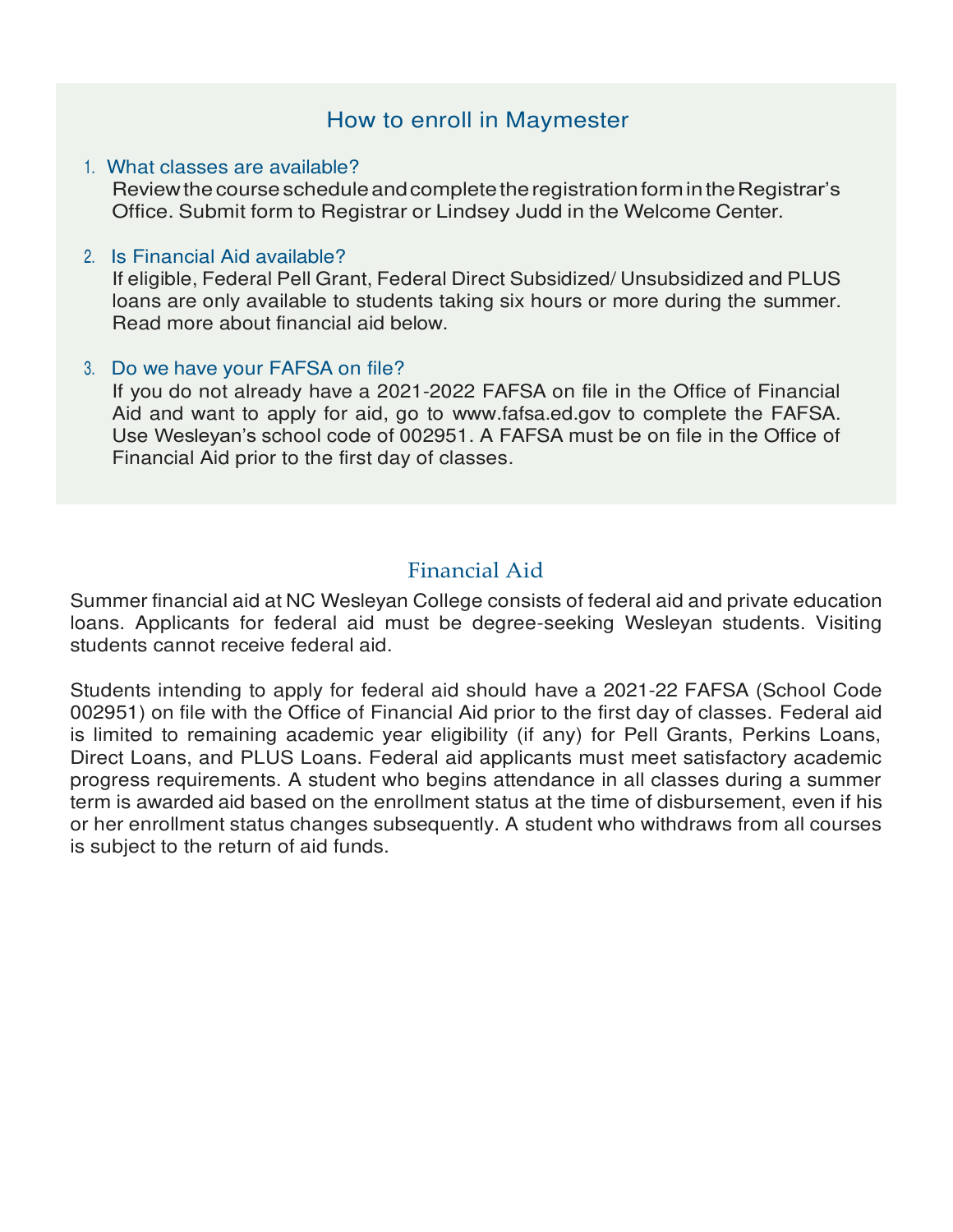## How to enroll in Maymester

1. What classes are available?
   Review the course schedule and complete the registration form in the Registrar's Office. Submit form to Registrar or Lindsey Judd in the Welcome Center.

2. Is Financial Aid available?
   If eligible, Federal Pell Grant, Federal Direct Subsidized/ Unsubsidized and PLUS loans are only available to students taking six hours or more during the summer. Read more about financial aid below.

3. Do we have your FAFSA on file?
   If you do not already have a 2021-2022 FAFSA on file in the Office of Financial Aid and want to apply for aid, go to www.fafsa.ed.gov to complete the FAFSA. Use Wesleyan's school code of 002951. A FAFSA must be on file in the Office of Financial Aid prior to the first day of classes.

## Financial Aid

Summer financial aid at NC Wesleyan College consists of federal aid and private education loans. Applicants for federal aid must be degree-seeking Wesleyan students. Visiting students cannot receive federal aid.

Students intending to apply for federal aid should have a 2021-22 FAFSA (School Code 002951) on file with the Office of Financial Aid prior to the first day of classes. Federal aid is limited to remaining academic year eligibility (if any) for Pell Grants, Perkins Loans, Direct Loans, and PLUS Loans. Federal aid applicants must meet satisfactory academic progress requirements. A student who begins attendance in all classes during a summer term is awarded aid based on the enrollment status at the time of disbursement, even if his or her enrollment status changes subsequently. A student who withdraws from all courses is subject to the return of aid funds.